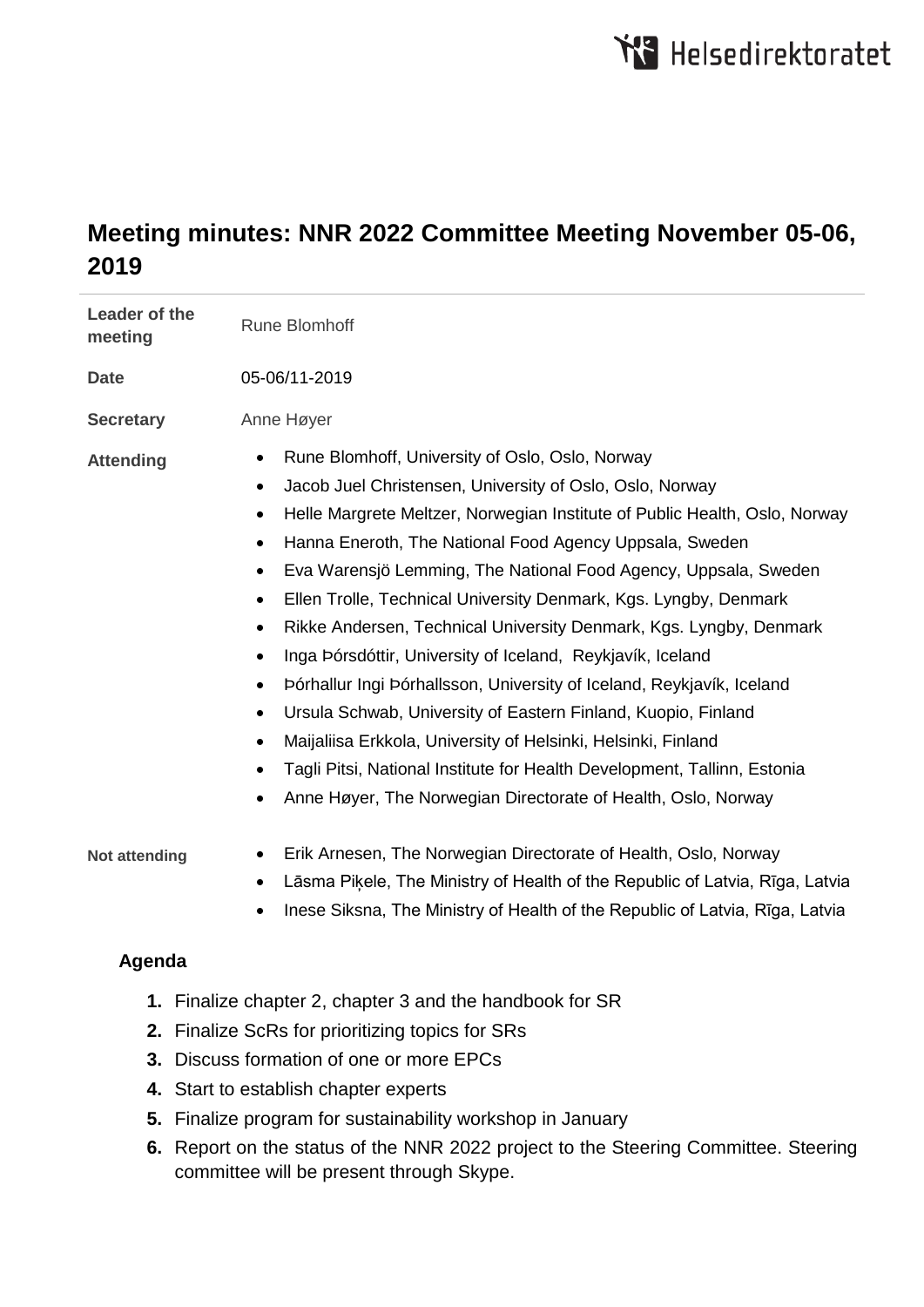# Meeting minutes: NNR 2022 Committee Meeting November 05-06, 2019

| | |
|---|---|
| **Leader of the meeting** | Rune Blomhoff |
| **Date** | 05-06/11-2019 |
| **Secretary** | Anne Høyer |

**Attending**

- Rune Blomhoff, University of Oslo, Oslo, Norway
- Jacob Juel Christensen, University of Oslo, Oslo, Norway
- Helle Margrete Meltzer, Norwegian Institute of Public Health, Oslo, Norway
- Hanna Eneroth, The National Food Agency Uppsala, Sweden
- Eva Warensjö Lemming, The National Food Agency, Uppsala, Sweden
- Ellen Trolle, Technical University Denmark, Kgs. Lyngby, Denmark
- Rikke Andersen, Technical University Denmark, Kgs. Lyngby, Denmark
- Inga Þórsdóttir, University of Iceland, Reykjavík, Iceland
- Þórhallur Ingi Þórhallsson, University of Iceland, Reykjavík, Iceland
- Ursula Schwab, University of Eastern Finland, Kuopio, Finland
- Maijaliisa Erkkola, University of Helsinki, Helsinki, Finland
- Tagli Pitsi, National Institute for Health Development, Tallinn, Estonia
- Anne Høyer, The Norwegian Directorate of Health, Oslo, Norway

**Not attending**

- Erik Arnesen, The Norwegian Directorate of Health, Oslo, Norway
- Lāsma Piķele, The Ministry of Health of the Republic of Latvia, Rīga, Latvia
- Inese Siksna, The Ministry of Health of the Republic of Latvia, Rīga, Latvia

## Agenda

1. Finalize chapter 2, chapter 3 and the handbook for SR
2. Finalize ScRs for prioritizing topics for SRs
3. Discuss formation of one or more EPCs
4. Start to establish chapter experts
5. Finalize program for sustainability workshop in January
6. Report on the status of the NNR 2022 project to the Steering Committee. Steering committee will be present through Skype.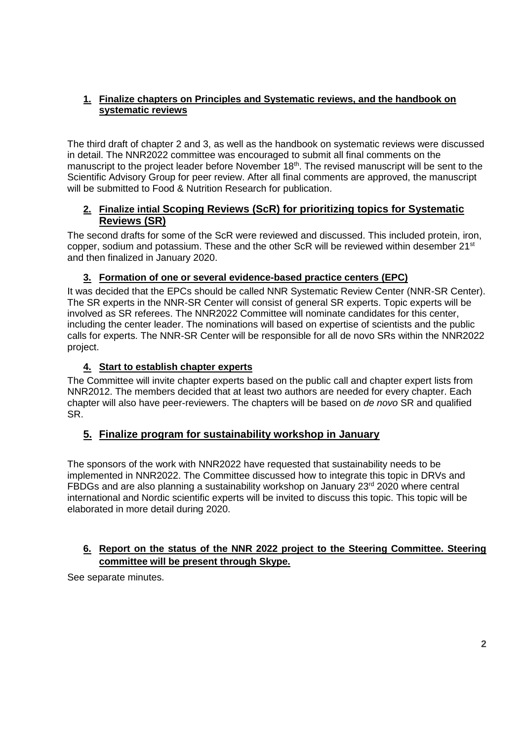## 1. Finalize chapters on Principles and Systematic reviews, and the handbook on systematic reviews

The third draft of chapter 2 and 3, as well as the handbook on systematic reviews were discussed in detail. The NNR2022 committee was encouraged to submit all final comments on the manuscript to the project leader before November 18th. The revised manuscript will be sent to the Scientific Advisory Group for peer review. After all final comments are approved, the manuscript will be submitted to Food & Nutrition Research for publication.

## 2. Finalize intial Scoping Reviews (ScR) for prioritizing topics for Systematic Reviews (SR)

The second drafts for some of the ScR were reviewed and discussed. This included protein, iron, copper, sodium and potassium. These and the other ScR will be reviewed within desember 21st and then finalized in January 2020.

## 3. Formation of one or several evidence-based practice centers (EPC)

It was decided that the EPCs should be called NNR Systematic Review Center (NNR-SR Center). The SR experts in the NNR-SR Center will consist of general SR experts. Topic experts will be involved as SR referees. The NNR2022 Committee will nominate candidates for this center, including the center leader. The nominations will based on expertise of scientists and the public calls for experts. The NNR-SR Center will be responsible for all de novo SRs within the NNR2022 project.

## 4. Start to establish chapter experts

The Committee will invite chapter experts based on the public call and chapter expert lists from NNR2012. The members decided that at least two authors are needed for every chapter. Each chapter will also have peer-reviewers. The chapters will be based on *de novo* SR and qualified SR.

## 5. Finalize program for sustainability workshop in January

The sponsors of the work with NNR2022 have requested that sustainability needs to be implemented in NNR2022. The Committee discussed how to integrate this topic in DRVs and FBDGs and are also planning a sustainability workshop on January 23rd 2020 where central international and Nordic scientific experts will be invited to discuss this topic. This topic will be elaborated in more detail during 2020.

## 6. Report on the status of the NNR 2022 project to the Steering Committee. Steering committee will be present through Skype.

See separate minutes.